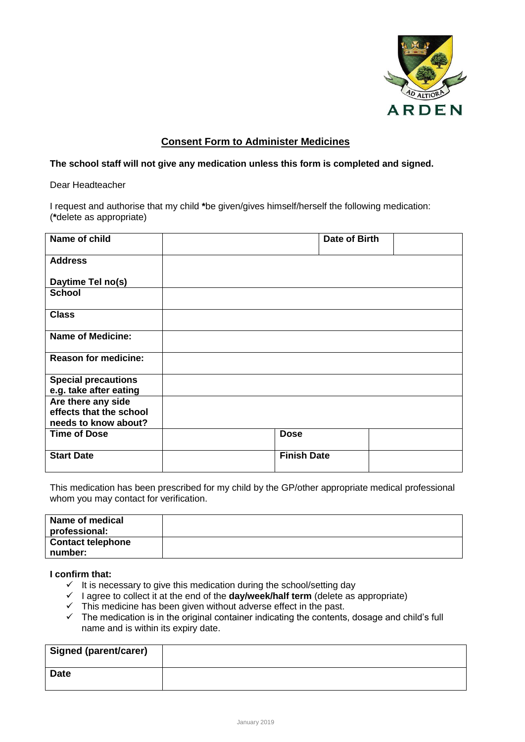ARDEN

AD ALTIORA

## Consent Form to Administer Medicines

**The school staff will not give any medication unless this form is completed and signed.**

Dear Headteacher

I request and authorise that my child ***be given/gives himself/herself the following medication:**
(*delete as appropriate)

| **Name of child** | | **Date of Birth** | |
|---|---|---|---|
| **Address**<br><br>**Daytime Tel no(s)** | | | |
| **School** | | | |
| **Class** | | | |
| **Name of Medicine:** | | | |
| **Reason for medicine:** | | | |
| **Special precautions e.g. take after eating** | | | |
| **Are there any side effects that the school needs to know about?** | | | |
| **Time of Dose** | | **Dose** | |
| **Start Date** | | **Finish Date** | |

This medication has been prescribed for my child by the GP/other appropriate medical professional whom you may contact for verification.

| **Name of medical professional:** | |
|---|---|
| **Contact telephone number:** | |

**I confirm that:**

- ✓ It is necessary to give this medication during the school/setting day
- ✓ I agree to collect it at the end of the **day/week/half term** (delete as appropriate)
- ✓ This medicine has been given without adverse effect in the past.
- ✓ The medication is in the original container indicating the contents, dosage and child's full name and is within its expiry date.

| **Signed (parent/carer)** | |
|---|---|
| **Date** | |

January 2019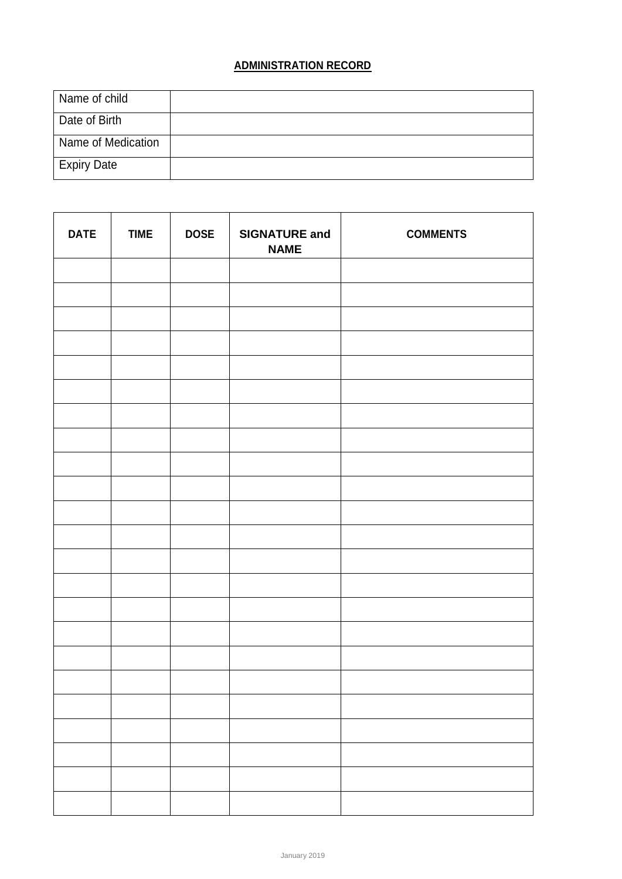**ADMINISTRATION RECORD**

| | |
|---|---|
| Name of child | |
| Date of Birth | |
| Name of Medication | |
| Expiry Date | |

| DATE | TIME | DOSE | SIGNATURE and NAME | COMMENTS |
|---|---|---|---|---|
| | | | | |
| | | | | |
| | | | | |
| | | | | |
| | | | | |
| | | | | |
| | | | | |
| | | | | |
| | | | | |
| | | | | |
| | | | | |
| | | | | |
| | | | | |
| | | | | |
| | | | | |
| | | | | |
| | | | | |
| | | | | |
| | | | | |
| | | | | |
| | | | | |
| | | | | |
| | | | | |

January 2019